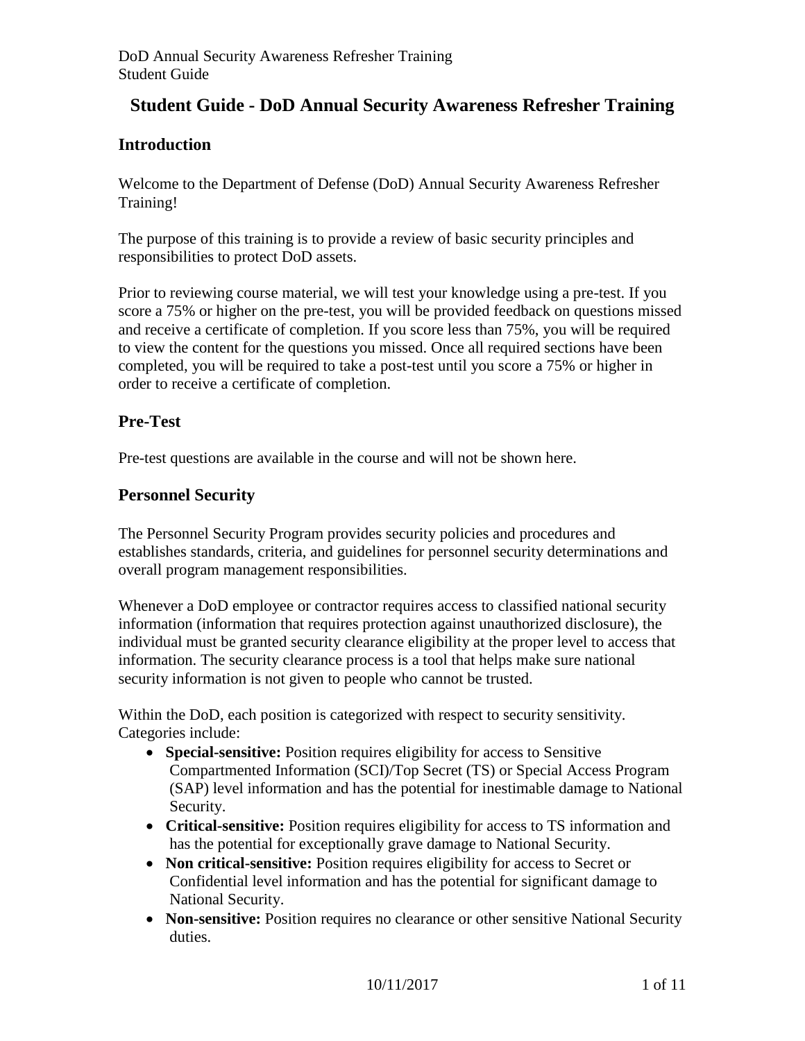# Student Guide - DoD Annual Security Awareness Refresher Training

## Introduction

Welcome to the Department of Defense (DoD) Annual Security Awareness Refresher Training!

The purpose of this training is to provide a review of basic security principles and responsibilities to protect DoD assets.

Prior to reviewing course material, we will test your knowledge using a pre-test. If you score a 75% or higher on the pre-test, you will be provided feedback on questions missed and receive a certificate of completion. If you score less than 75%, you will be required to view the content for the questions you missed. Once all required sections have been completed, you will be required to take a post-test until you score a 75% or higher in order to receive a certificate of completion.

## Pre-Test

Pre-test questions are available in the course and will not be shown here.

## Personnel Security

The Personnel Security Program provides security policies and procedures and establishes standards, criteria, and guidelines for personnel security determinations and overall program management responsibilities.

Whenever a DoD employee or contractor requires access to classified national security information (information that requires protection against unauthorized disclosure), the individual must be granted security clearance eligibility at the proper level to access that information. The security clearance process is a tool that helps make sure national security information is not given to people who cannot be trusted.

Within the DoD, each position is categorized with respect to security sensitivity. Categories include:

- **Special-sensitive:** Position requires eligibility for access to Sensitive Compartmented Information (SCI)/Top Secret (TS) or Special Access Program (SAP) level information and has the potential for inestimable damage to National Security.
- **Critical-sensitive:** Position requires eligibility for access to TS information and has the potential for exceptionally grave damage to National Security.
- **Non critical-sensitive:** Position requires eligibility for access to Secret or Confidential level information and has the potential for significant damage to National Security.
- **Non-sensitive:** Position requires no clearance or other sensitive National Security duties.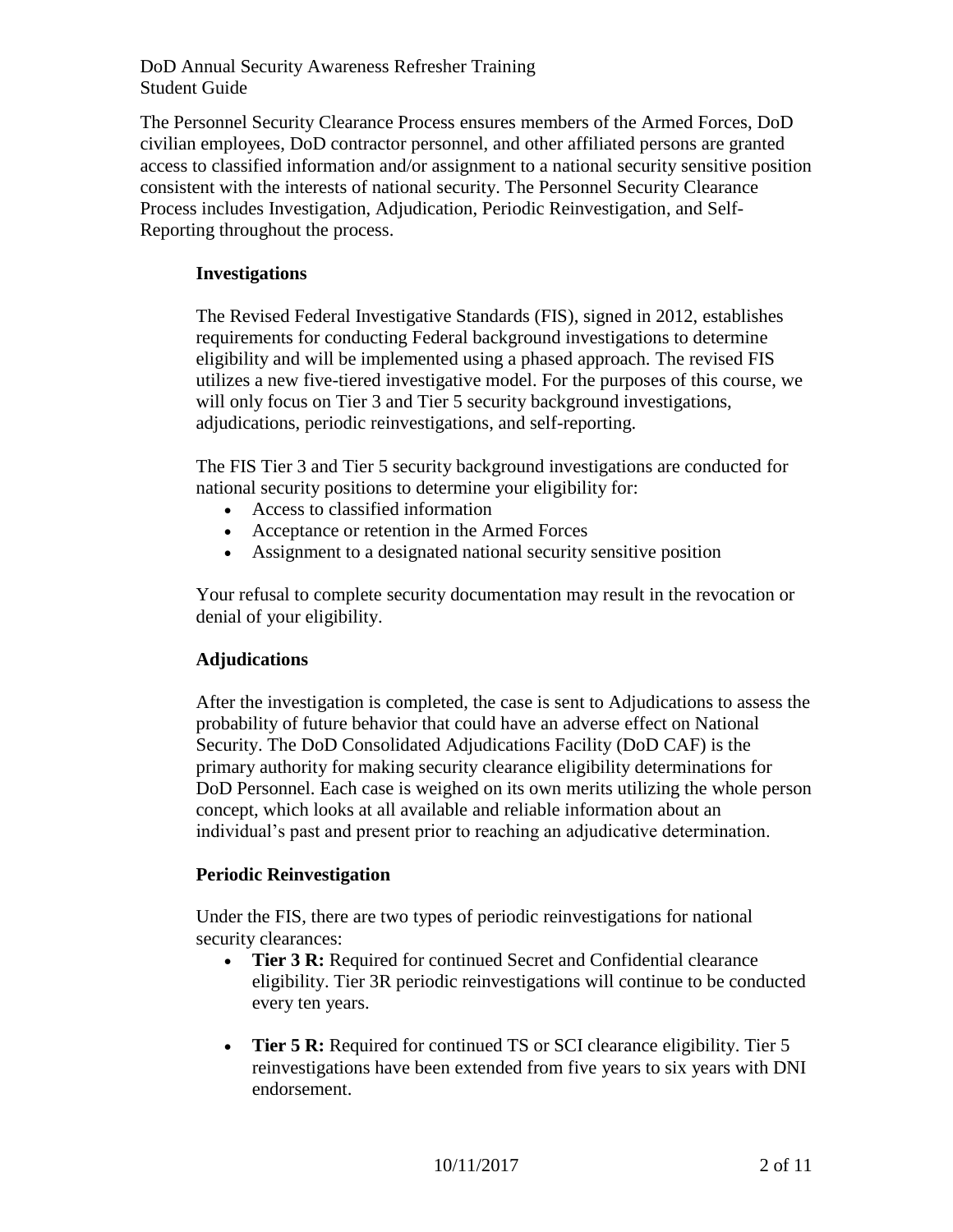The Personnel Security Clearance Process ensures members of the Armed Forces, DoD civilian employees, DoD contractor personnel, and other affiliated persons are granted access to classified information and/or assignment to a national security sensitive position consistent with the interests of national security. The Personnel Security Clearance Process includes Investigation, Adjudication, Periodic Reinvestigation, and Self-Reporting throughout the process.

### Investigations

The Revised Federal Investigative Standards (FIS), signed in 2012, establishes requirements for conducting Federal background investigations to determine eligibility and will be implemented using a phased approach. The revised FIS utilizes a new five-tiered investigative model. For the purposes of this course, we will only focus on Tier 3 and Tier 5 security background investigations, adjudications, periodic reinvestigations, and self-reporting.

The FIS Tier 3 and Tier 5 security background investigations are conducted for national security positions to determine your eligibility for:

- Access to classified information
- Acceptance or retention in the Armed Forces
- Assignment to a designated national security sensitive position

Your refusal to complete security documentation may result in the revocation or denial of your eligibility.

### Adjudications

After the investigation is completed, the case is sent to Adjudications to assess the probability of future behavior that could have an adverse effect on National Security. The DoD Consolidated Adjudications Facility (DoD CAF) is the primary authority for making security clearance eligibility determinations for DoD Personnel. Each case is weighed on its own merits utilizing the whole person concept, which looks at all available and reliable information about an individual's past and present prior to reaching an adjudicative determination.

### Periodic Reinvestigation

Under the FIS, there are two types of periodic reinvestigations for national security clearances:

- **Tier 3 R:** Required for continued Secret and Confidential clearance eligibility. Tier 3R periodic reinvestigations will continue to be conducted every ten years.
- **Tier 5 R:** Required for continued TS or SCI clearance eligibility. Tier 5 reinvestigations have been extended from five years to six years with DNI endorsement.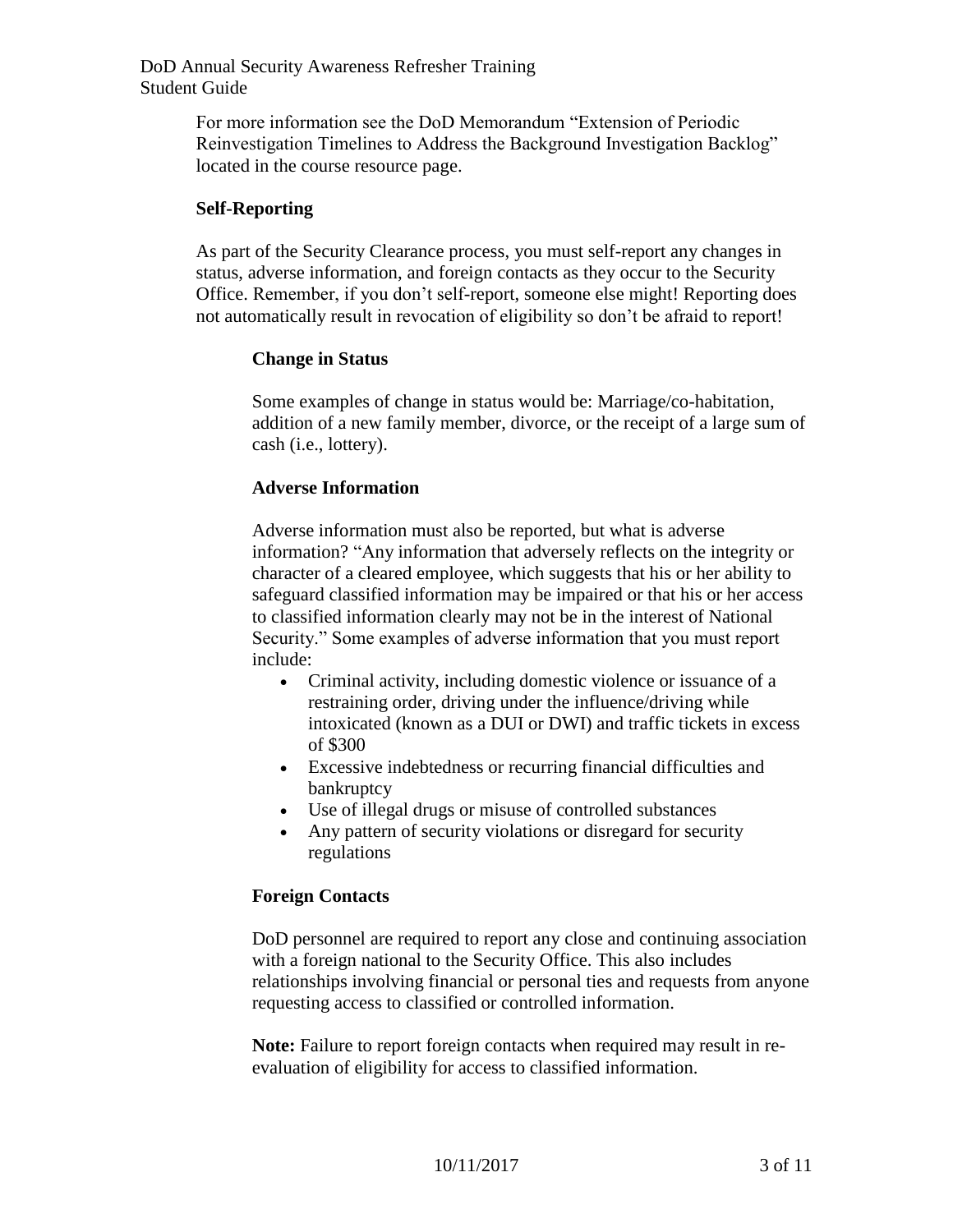For more information see the DoD Memorandum "Extension of Periodic Reinvestigation Timelines to Address the Background Investigation Backlog" located in the course resource page.

## Self-Reporting

As part of the Security Clearance process, you must self-report any changes in status, adverse information, and foreign contacts as they occur to the Security Office. Remember, if you don't self-report, someone else might! Reporting does not automatically result in revocation of eligibility so don't be afraid to report!

### Change in Status

Some examples of change in status would be: Marriage/co-habitation, addition of a new family member, divorce, or the receipt of a large sum of cash (i.e., lottery).

### Adverse Information

Adverse information must also be reported, but what is adverse information? "Any information that adversely reflects on the integrity or character of a cleared employee, which suggests that his or her ability to safeguard classified information may be impaired or that his or her access to classified information clearly may not be in the interest of National Security." Some examples of adverse information that you must report include:

- Criminal activity, including domestic violence or issuance of a restraining order, driving under the influence/driving while intoxicated (known as a DUI or DWI) and traffic tickets in excess of $300
- Excessive indebtedness or recurring financial difficulties and bankruptcy
- Use of illegal drugs or misuse of controlled substances
- Any pattern of security violations or disregard for security regulations

### Foreign Contacts

DoD personnel are required to report any close and continuing association with a foreign national to the Security Office. This also includes relationships involving financial or personal ties and requests from anyone requesting access to classified or controlled information.

**Note:** Failure to report foreign contacts when required may result in re-evaluation of eligibility for access to classified information.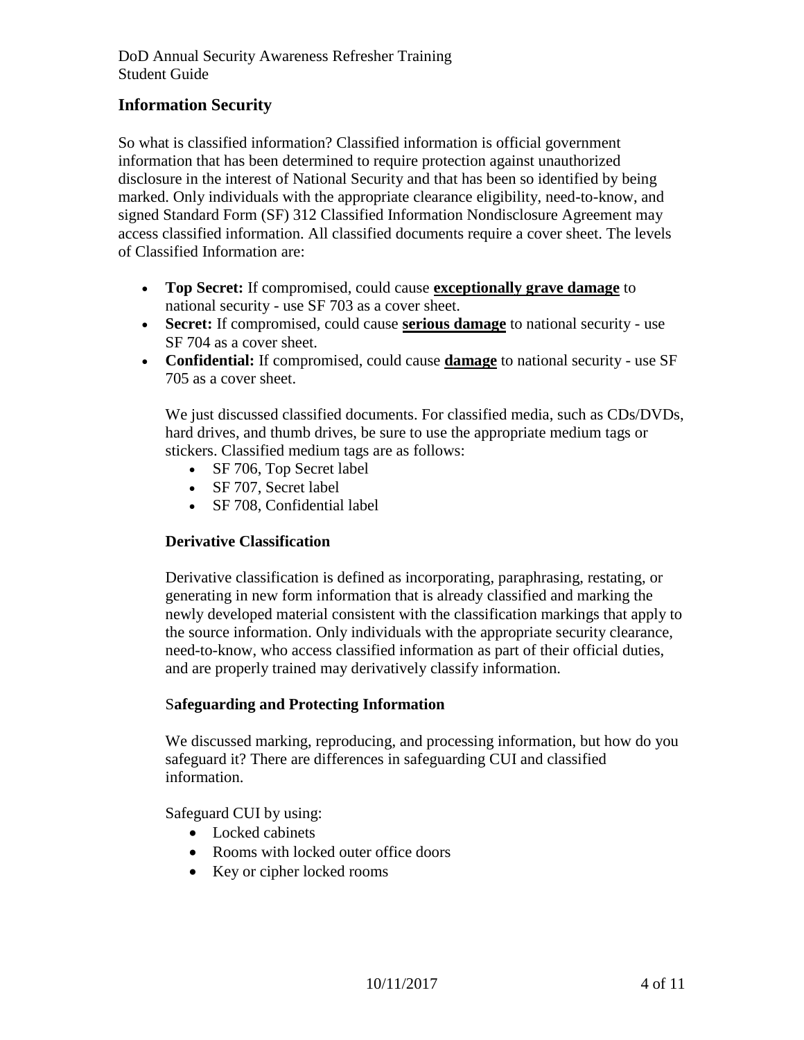## Information Security

So what is classified information? Classified information is official government information that has been determined to require protection against unauthorized disclosure in the interest of National Security and that has been so identified by being marked. Only individuals with the appropriate clearance eligibility, need-to-know, and signed Standard Form (SF) 312 Classified Information Nondisclosure Agreement may access classified information. All classified documents require a cover sheet. The levels of Classified Information are:

- **Top Secret:** If compromised, could cause **exceptionally grave damage** to national security - use SF 703 as a cover sheet.
- **Secret:** If compromised, could cause **serious damage** to national security - use SF 704 as a cover sheet.
- **Confidential:** If compromised, could cause **damage** to national security - use SF 705 as a cover sheet.

We just discussed classified documents. For classified media, such as CDs/DVDs, hard drives, and thumb drives, be sure to use the appropriate medium tags or stickers. Classified medium tags are as follows:

- SF 706, Top Secret label
- SF 707, Secret label
- SF 708, Confidential label

### Derivative Classification

Derivative classification is defined as incorporating, paraphrasing, restating, or generating in new form information that is already classified and marking the newly developed material consistent with the classification markings that apply to the source information. Only individuals with the appropriate security clearance, need-to-know, who access classified information as part of their official duties, and are properly trained may derivatively classify information.

### Safeguarding and Protecting Information

We discussed marking, reproducing, and processing information, but how do you safeguard it? There are differences in safeguarding CUI and classified information.

Safeguard CUI by using:

- Locked cabinets
- Rooms with locked outer office doors
- Key or cipher locked rooms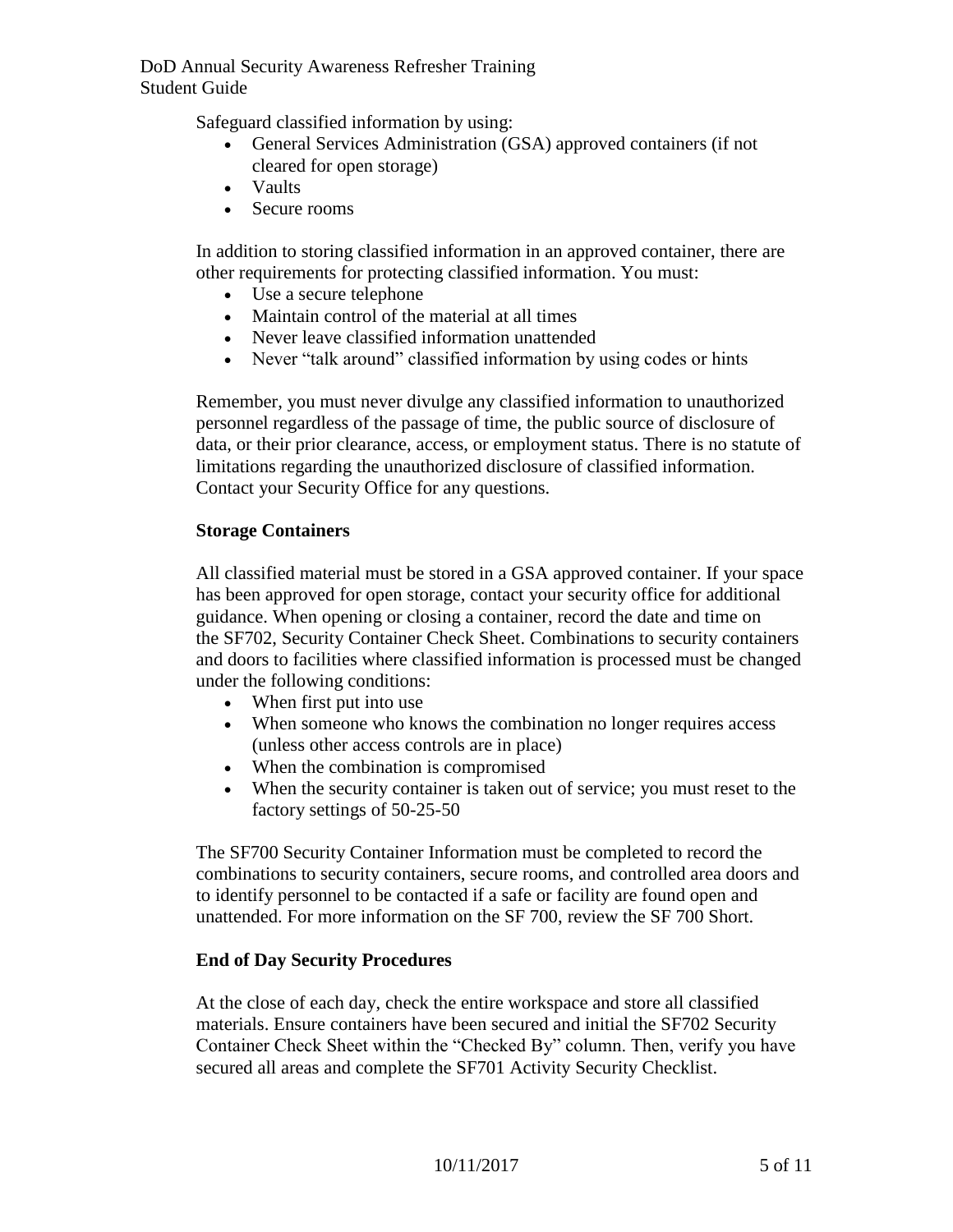Safeguard classified information by using:

- General Services Administration (GSA) approved containers (if not cleared for open storage)
- Vaults
- Secure rooms

In addition to storing classified information in an approved container, there are other requirements for protecting classified information. You must:

- Use a secure telephone
- Maintain control of the material at all times
- Never leave classified information unattended
- Never "talk around" classified information by using codes or hints

Remember, you must never divulge any classified information to unauthorized personnel regardless of the passage of time, the public source of disclosure of data, or their prior clearance, access, or employment status. There is no statute of limitations regarding the unauthorized disclosure of classified information. Contact your Security Office for any questions.

**Storage Containers**

All classified material must be stored in a GSA approved container. If your space has been approved for open storage, contact your security office for additional guidance. When opening or closing a container, record the date and time on the SF702, Security Container Check Sheet. Combinations to security containers and doors to facilities where classified information is processed must be changed under the following conditions:

- When first put into use
- When someone who knows the combination no longer requires access (unless other access controls are in place)
- When the combination is compromised
- When the security container is taken out of service; you must reset to the factory settings of 50-25-50

The SF700 Security Container Information must be completed to record the combinations to security containers, secure rooms, and controlled area doors and to identify personnel to be contacted if a safe or facility are found open and unattended. For more information on the SF 700, review the SF 700 Short.

**End of Day Security Procedures**

At the close of each day, check the entire workspace and store all classified materials. Ensure containers have been secured and initial the SF702 Security Container Check Sheet within the "Checked By" column. Then, verify you have secured all areas and complete the SF701 Activity Security Checklist.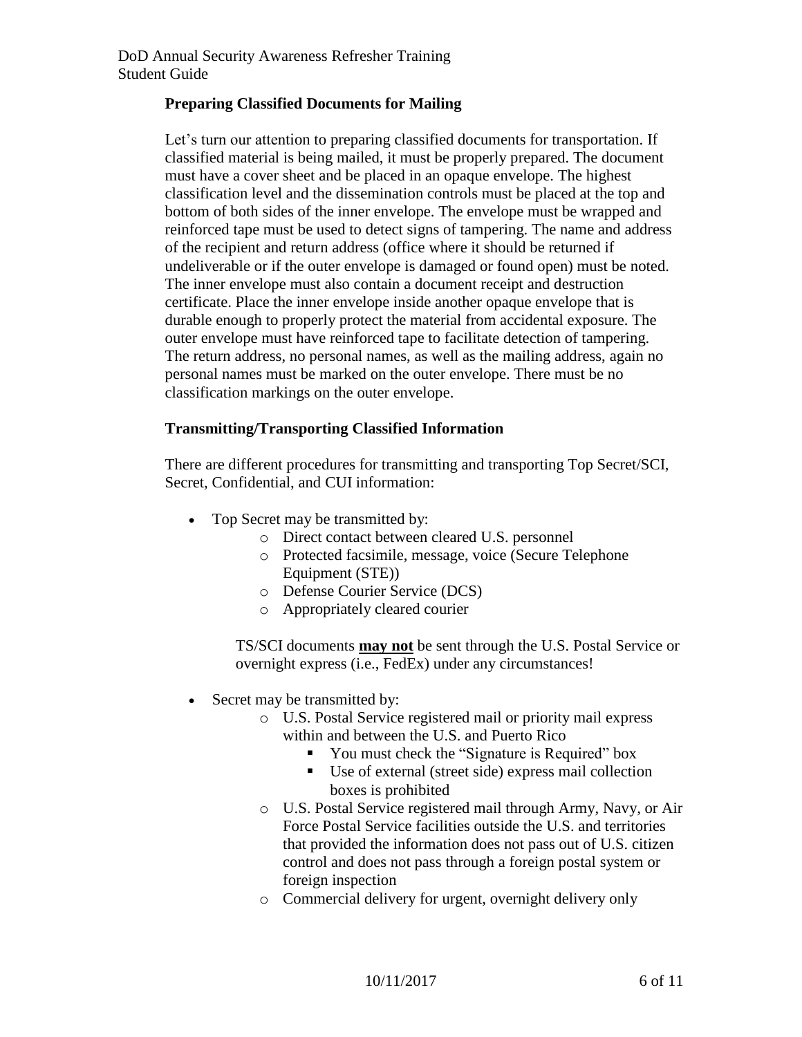### Preparing Classified Documents for Mailing

Let's turn our attention to preparing classified documents for transportation. If classified material is being mailed, it must be properly prepared. The document must have a cover sheet and be placed in an opaque envelope. The highest classification level and the dissemination controls must be placed at the top and bottom of both sides of the inner envelope. The envelope must be wrapped and reinforced tape must be used to detect signs of tampering. The name and address of the recipient and return address (office where it should be returned if undeliverable or if the outer envelope is damaged or found open) must be noted. The inner envelope must also contain a document receipt and destruction certificate. Place the inner envelope inside another opaque envelope that is durable enough to properly protect the material from accidental exposure. The outer envelope must have reinforced tape to facilitate detection of tampering. The return address, no personal names, as well as the mailing address, again no personal names must be marked on the outer envelope. There must be no classification markings on the outer envelope.

### Transmitting/Transporting Classified Information

There are different procedures for transmitting and transporting Top Secret/SCI, Secret, Confidential, and CUI information:

- Top Secret may be transmitted by:
  - Direct contact between cleared U.S. personnel
  - Protected facsimile, message, voice (Secure Telephone Equipment (STE))
  - Defense Courier Service (DCS)
  - Appropriately cleared courier

  TS/SCI documents **may not** be sent through the U.S. Postal Service or overnight express (i.e., FedEx) under any circumstances!

- Secret may be transmitted by:
  - U.S. Postal Service registered mail or priority mail express within and between the U.S. and Puerto Rico
    - You must check the "Signature is Required" box
    - Use of external (street side) express mail collection boxes is prohibited
  - U.S. Postal Service registered mail through Army, Navy, or Air Force Postal Service facilities outside the U.S. and territories that provided the information does not pass out of U.S. citizen control and does not pass through a foreign postal system or foreign inspection
  - Commercial delivery for urgent, overnight delivery only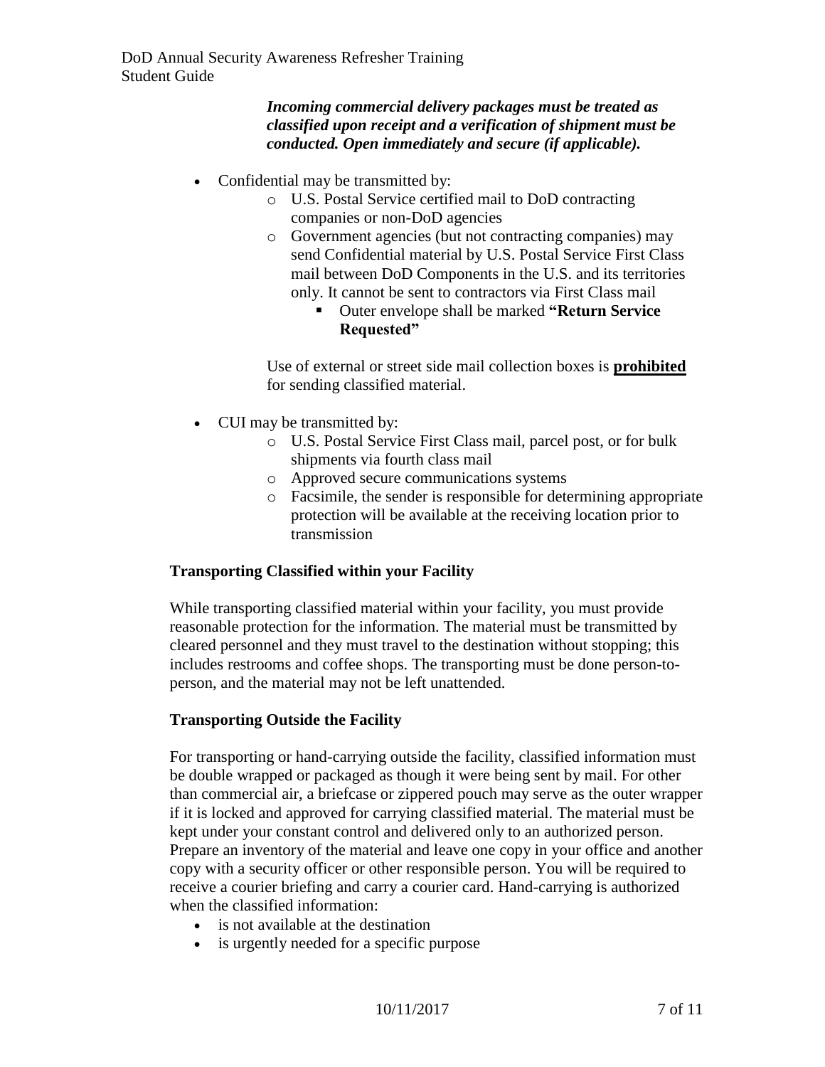***Incoming commercial delivery packages must be treated as classified upon receipt and a verification of shipment must be conducted. Open immediately and secure (if applicable).***

- Confidential may be transmitted by:
  - U.S. Postal Service certified mail to DoD contracting companies or non-DoD agencies
  - Government agencies (but not contracting companies) may send Confidential material by U.S. Postal Service First Class mail between DoD Components in the U.S. and its territories only. It cannot be sent to contractors via First Class mail
    - Outer envelope shall be marked **"Return Service Requested"**

  Use of external or street side mail collection boxes is **prohibited** for sending classified material.

- CUI may be transmitted by:
  - U.S. Postal Service First Class mail, parcel post, or for bulk shipments via fourth class mail
  - Approved secure communications systems
  - Facsimile, the sender is responsible for determining appropriate protection will be available at the receiving location prior to transmission

### Transporting Classified within your Facility

While transporting classified material within your facility, you must provide reasonable protection for the information. The material must be transmitted by cleared personnel and they must travel to the destination without stopping; this includes restrooms and coffee shops. The transporting must be done person-to-person, and the material may not be left unattended.

### Transporting Outside the Facility

For transporting or hand-carrying outside the facility, classified information must be double wrapped or packaged as though it were being sent by mail. For other than commercial air, a briefcase or zippered pouch may serve as the outer wrapper if it is locked and approved for carrying classified material. The material must be kept under your constant control and delivered only to an authorized person. Prepare an inventory of the material and leave one copy in your office and another copy with a security officer or other responsible person. You will be required to receive a courier briefing and carry a courier card. Hand-carrying is authorized when the classified information:

- is not available at the destination
- is urgently needed for a specific purpose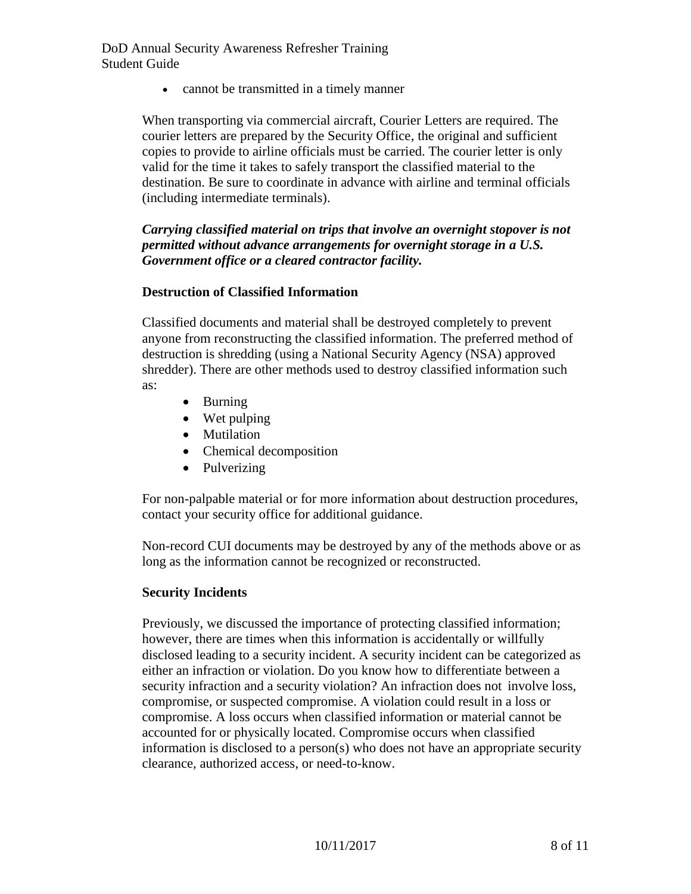- cannot be transmitted in a timely manner

When transporting via commercial aircraft, Courier Letters are required. The courier letters are prepared by the Security Office, the original and sufficient copies to provide to airline officials must be carried. The courier letter is only valid for the time it takes to safely transport the classified material to the destination. Be sure to coordinate in advance with airline and terminal officials (including intermediate terminals).

***Carrying classified material on trips that involve an overnight stopover is not permitted without advance arrangements for overnight storage in a U.S. Government office or a cleared contractor facility.***

**Destruction of Classified Information**

Classified documents and material shall be destroyed completely to prevent anyone from reconstructing the classified information. The preferred method of destruction is shredding (using a National Security Agency (NSA) approved shredder). There are other methods used to destroy classified information such as:

- Burning
- Wet pulping
- Mutilation
- Chemical decomposition
- Pulverizing

For non-palpable material or for more information about destruction procedures, contact your security office for additional guidance.

Non-record CUI documents may be destroyed by any of the methods above or as long as the information cannot be recognized or reconstructed.

**Security Incidents**

Previously, we discussed the importance of protecting classified information; however, there are times when this information is accidentally or willfully disclosed leading to a security incident. A security incident can be categorized as either an infraction or violation. Do you know how to differentiate between a security infraction and a security violation? An infraction does not involve loss, compromise, or suspected compromise. A violation could result in a loss or compromise. A loss occurs when classified information or material cannot be accounted for or physically located. Compromise occurs when classified information is disclosed to a person(s) who does not have an appropriate security clearance, authorized access, or need-to-know.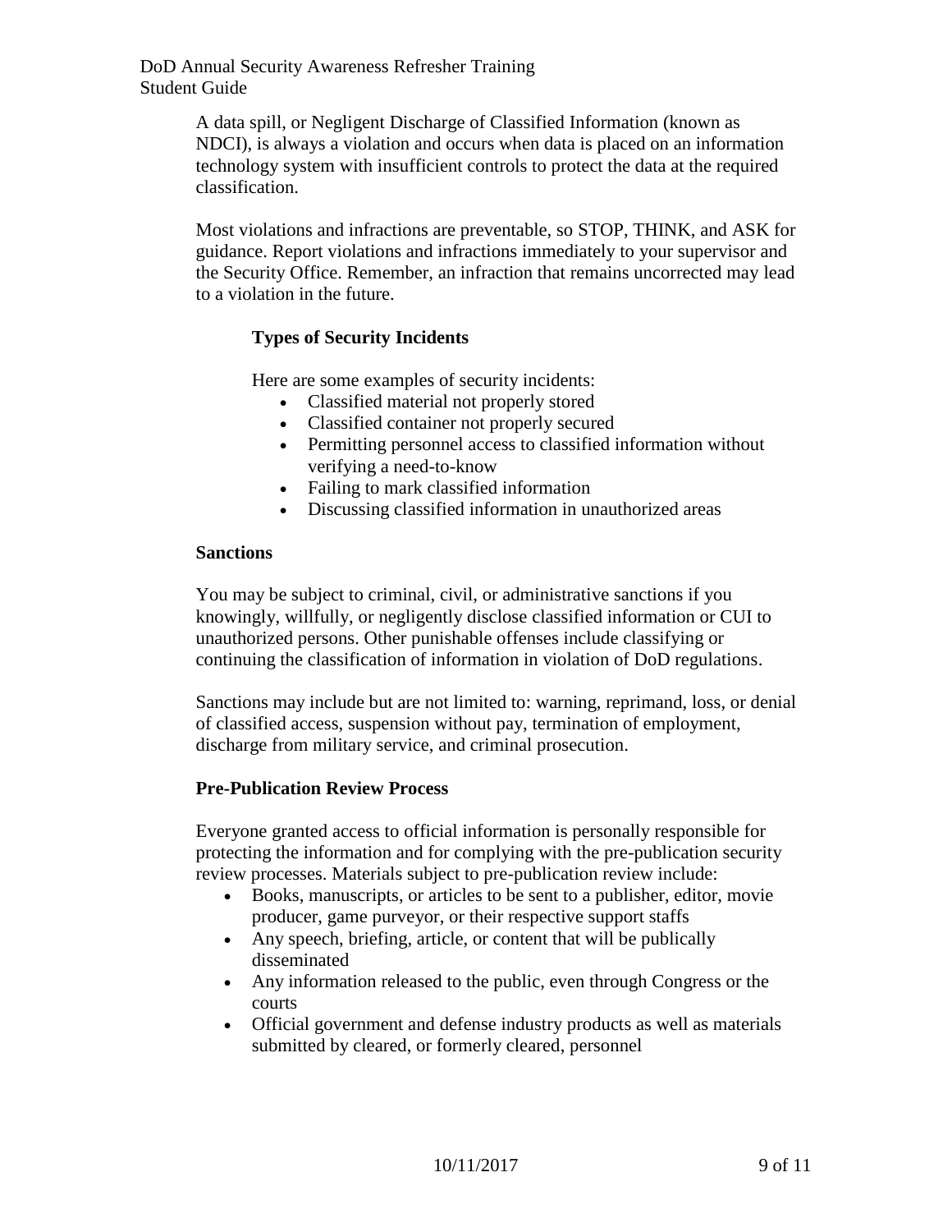A data spill, or Negligent Discharge of Classified Information (known as NDCI), is always a violation and occurs when data is placed on an information technology system with insufficient controls to protect the data at the required classification.

Most violations and infractions are preventable, so STOP, THINK, and ASK for guidance. Report violations and infractions immediately to your supervisor and the Security Office. Remember, an infraction that remains uncorrected may lead to a violation in the future.

#### Types of Security Incidents

Here are some examples of security incidents:

- Classified material not properly stored
- Classified container not properly secured
- Permitting personnel access to classified information without verifying a need-to-know
- Failing to mark classified information
- Discussing classified information in unauthorized areas

### Sanctions

You may be subject to criminal, civil, or administrative sanctions if you knowingly, willfully, or negligently disclose classified information or CUI to unauthorized persons. Other punishable offenses include classifying or continuing the classification of information in violation of DoD regulations.

Sanctions may include but are not limited to: warning, reprimand, loss, or denial of classified access, suspension without pay, termination of employment, discharge from military service, and criminal prosecution.

### Pre-Publication Review Process

Everyone granted access to official information is personally responsible for protecting the information and for complying with the pre-publication security review processes. Materials subject to pre-publication review include:

- Books, manuscripts, or articles to be sent to a publisher, editor, movie producer, game purveyor, or their respective support staffs
- Any speech, briefing, article, or content that will be publically disseminated
- Any information released to the public, even through Congress or the courts
- Official government and defense industry products as well as materials submitted by cleared, or formerly cleared, personnel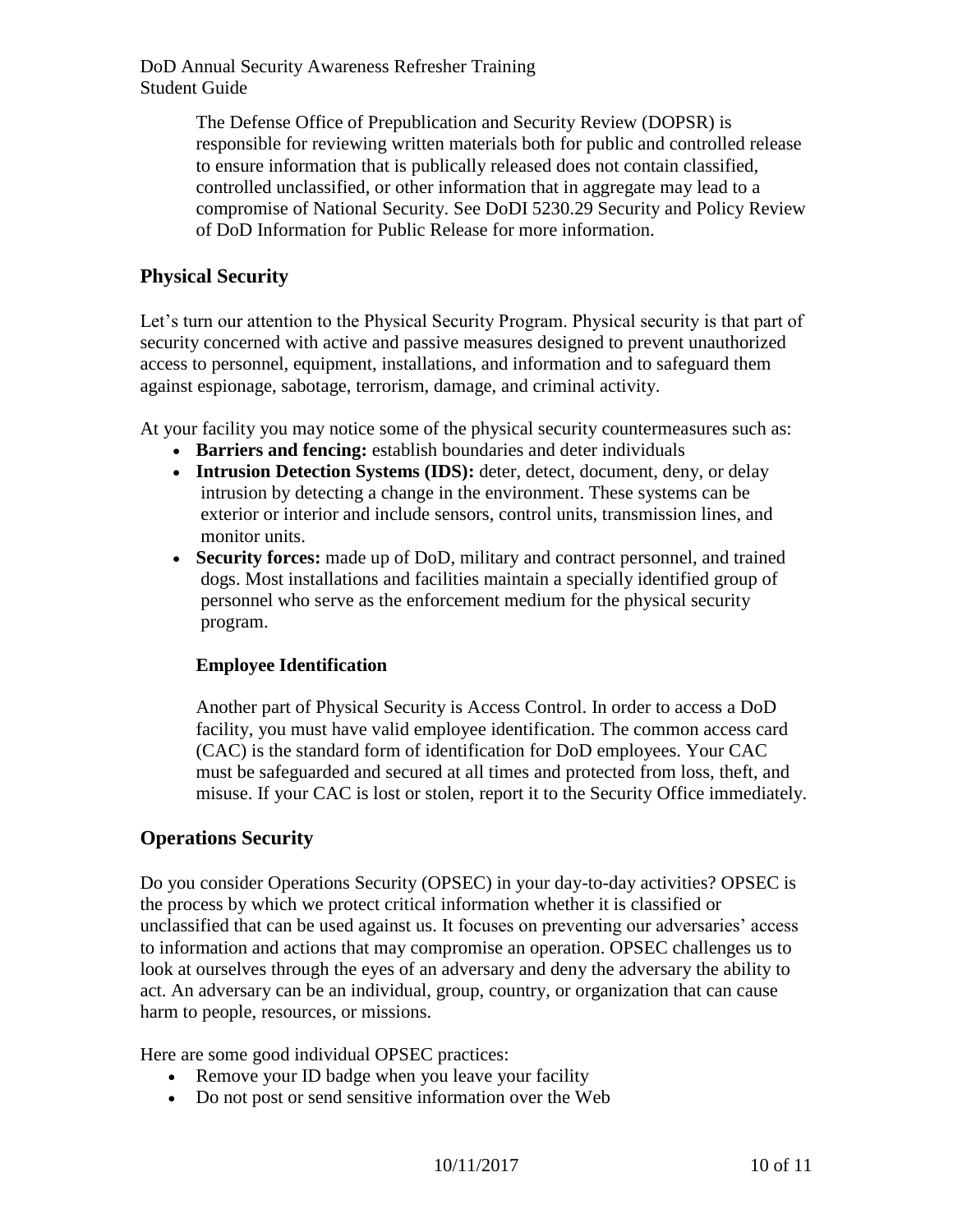The Defense Office of Prepublication and Security Review (DOPSR) is responsible for reviewing written materials both for public and controlled release to ensure information that is publically released does not contain classified, controlled unclassified, or other information that in aggregate may lead to a compromise of National Security. See DoDI 5230.29 Security and Policy Review of DoD Information for Public Release for more information.

## Physical Security

Let's turn our attention to the Physical Security Program. Physical security is that part of security concerned with active and passive measures designed to prevent unauthorized access to personnel, equipment, installations, and information and to safeguard them against espionage, sabotage, terrorism, damage, and criminal activity.

At your facility you may notice some of the physical security countermeasures such as:

- **Barriers and fencing:** establish boundaries and deter individuals
- **Intrusion Detection Systems (IDS):** deter, detect, document, deny, or delay intrusion by detecting a change in the environment. These systems can be exterior or interior and include sensors, control units, transmission lines, and monitor units.
- **Security forces:** made up of DoD, military and contract personnel, and trained dogs. Most installations and facilities maintain a specially identified group of personnel who serve as the enforcement medium for the physical security program.

### Employee Identification

Another part of Physical Security is Access Control. In order to access a DoD facility, you must have valid employee identification. The common access card (CAC) is the standard form of identification for DoD employees. Your CAC must be safeguarded and secured at all times and protected from loss, theft, and misuse. If your CAC is lost or stolen, report it to the Security Office immediately.

## Operations Security

Do you consider Operations Security (OPSEC) in your day-to-day activities? OPSEC is the process by which we protect critical information whether it is classified or unclassified that can be used against us. It focuses on preventing our adversaries' access to information and actions that may compromise an operation. OPSEC challenges us to look at ourselves through the eyes of an adversary and deny the adversary the ability to act. An adversary can be an individual, group, country, or organization that can cause harm to people, resources, or missions.

Here are some good individual OPSEC practices:

- Remove your ID badge when you leave your facility
- Do not post or send sensitive information over the Web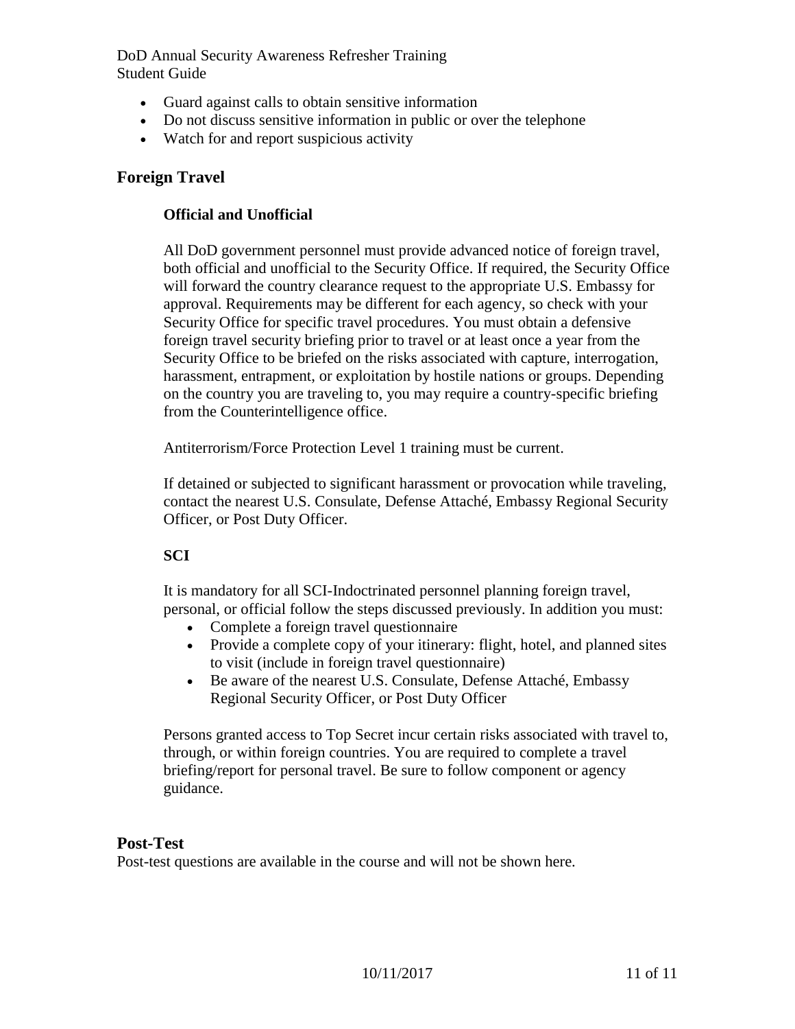- Guard against calls to obtain sensitive information
- Do not discuss sensitive information in public or over the telephone
- Watch for and report suspicious activity

## Foreign Travel

### Official and Unofficial

All DoD government personnel must provide advanced notice of foreign travel, both official and unofficial to the Security Office. If required, the Security Office will forward the country clearance request to the appropriate U.S. Embassy for approval. Requirements may be different for each agency, so check with your Security Office for specific travel procedures. You must obtain a defensive foreign travel security briefing prior to travel or at least once a year from the Security Office to be briefed on the risks associated with capture, interrogation, harassment, entrapment, or exploitation by hostile nations or groups. Depending on the country you are traveling to, you may require a country-specific briefing from the Counterintelligence office.

Antiterrorism/Force Protection Level 1 training must be current.

If detained or subjected to significant harassment or provocation while traveling, contact the nearest U.S. Consulate, Defense Attaché, Embassy Regional Security Officer, or Post Duty Officer.

### SCI

It is mandatory for all SCI-Indoctrinated personnel planning foreign travel, personal, or official follow the steps discussed previously. In addition you must:

- Complete a foreign travel questionnaire
- Provide a complete copy of your itinerary: flight, hotel, and planned sites to visit (include in foreign travel questionnaire)
- Be aware of the nearest U.S. Consulate, Defense Attaché, Embassy Regional Security Officer, or Post Duty Officer

Persons granted access to Top Secret incur certain risks associated with travel to, through, or within foreign countries. You are required to complete a travel briefing/report for personal travel. Be sure to follow component or agency guidance.

## Post-Test

Post-test questions are available in the course and will not be shown here.